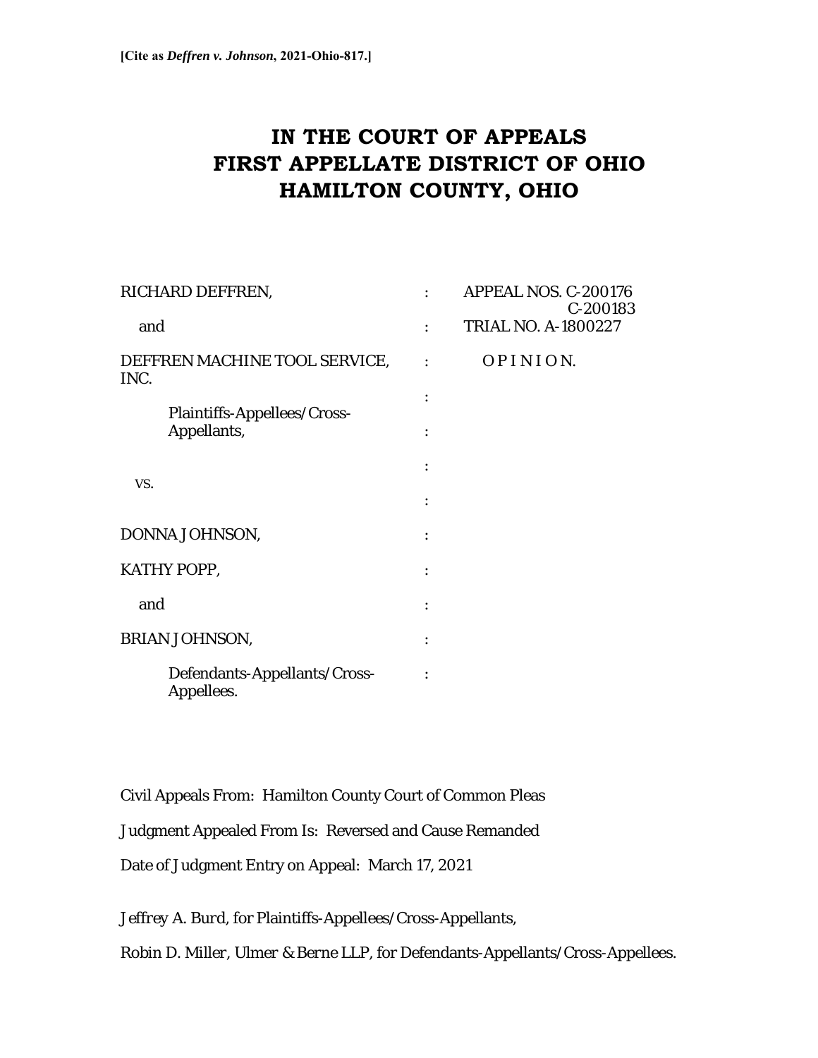**[Cite as *Deffren v. Johnson*, 2021-Ohio-817.]**

# IN THE COURT OF APPEALS FIRST APPELLATE DISTRICT OF OHIO HAMILTON COUNTY, OHIO

| | | |
|---|---|---|
| RICHARD DEFFREN, | : | APPEAL NOS. C-200176 C-200183 |
| and | : | TRIAL NO. A-1800227 |
| DEFFREN MACHINE TOOL SERVICE, INC. | : | O P I N I O N. |
| | : | |
| Plaintiffs-Appellees/Cross-Appellants, | : | |
| | : | |
| vs. | : | |
| DONNA JOHNSON, | : | |
| KATHY POPP, | : | |
| and | : | |
| BRIAN JOHNSON, | : | |
| Defendants-Appellants/Cross-Appellees. | : | |

Civil Appeals From: Hamilton County Court of Common Pleas

Judgment Appealed From Is: Reversed and Cause Remanded

Date of Judgment Entry on Appeal: March 17, 2021

*Jeffrey A. Burd*, for Plaintiffs-Appellees/Cross-Appellants,

*Robin D. Miller, Ulmer & Berne LLP*, for Defendants-Appellants/Cross-Appellees.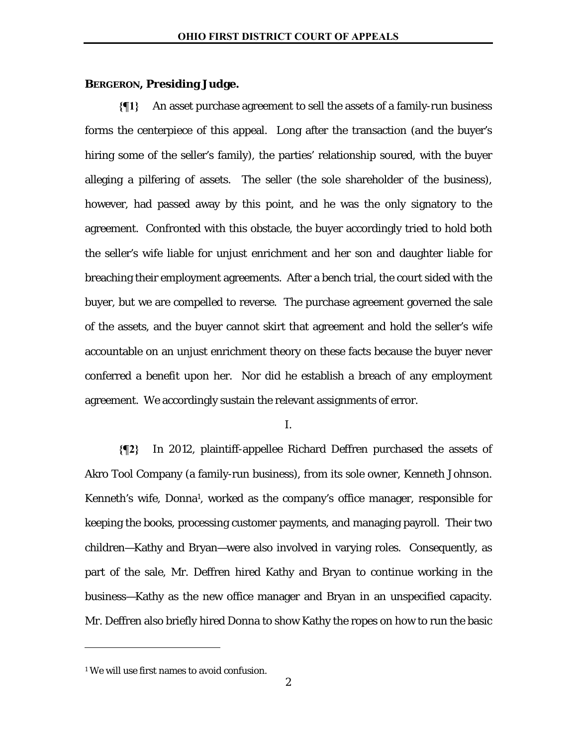**BERGERON, Presiding Judge.**

**{¶1}** An asset purchase agreement to sell the assets of a family-run business forms the centerpiece of this appeal. Long after the transaction (and the buyer's hiring some of the seller's family), the parties' relationship soured, with the buyer alleging a pilfering of assets. The seller (the sole shareholder of the business), however, had passed away by this point, and he was the only signatory to the agreement. Confronted with this obstacle, the buyer accordingly tried to hold both the seller's wife liable for unjust enrichment and her son and daughter liable for breaching their employment agreements. After a bench trial, the court sided with the buyer, but we are compelled to reverse. The purchase agreement governed the sale of the assets, and the buyer cannot skirt that agreement and hold the seller's wife accountable on an unjust enrichment theory on these facts because the buyer never conferred a benefit upon her. Nor did he establish a breach of any employment agreement. We accordingly sustain the relevant assignments of error.

I.

**{¶2}** In 2012, plaintiff-appellee Richard Deffren purchased the assets of Akro Tool Company (a family-run business), from its sole owner, Kenneth Johnson. Kenneth's wife, Donna[1], worked as the company's office manager, responsible for keeping the books, processing customer payments, and managing payroll. Their two children—Kathy and Bryan—were also involved in varying roles. Consequently, as part of the sale, Mr. Deffren hired Kathy and Bryan to continue working in the business—Kathy as the new office manager and Bryan in an unspecified capacity. Mr. Deffren also briefly hired Donna to show Kathy the ropes on how to run the basic

[1] We will use first names to avoid confusion.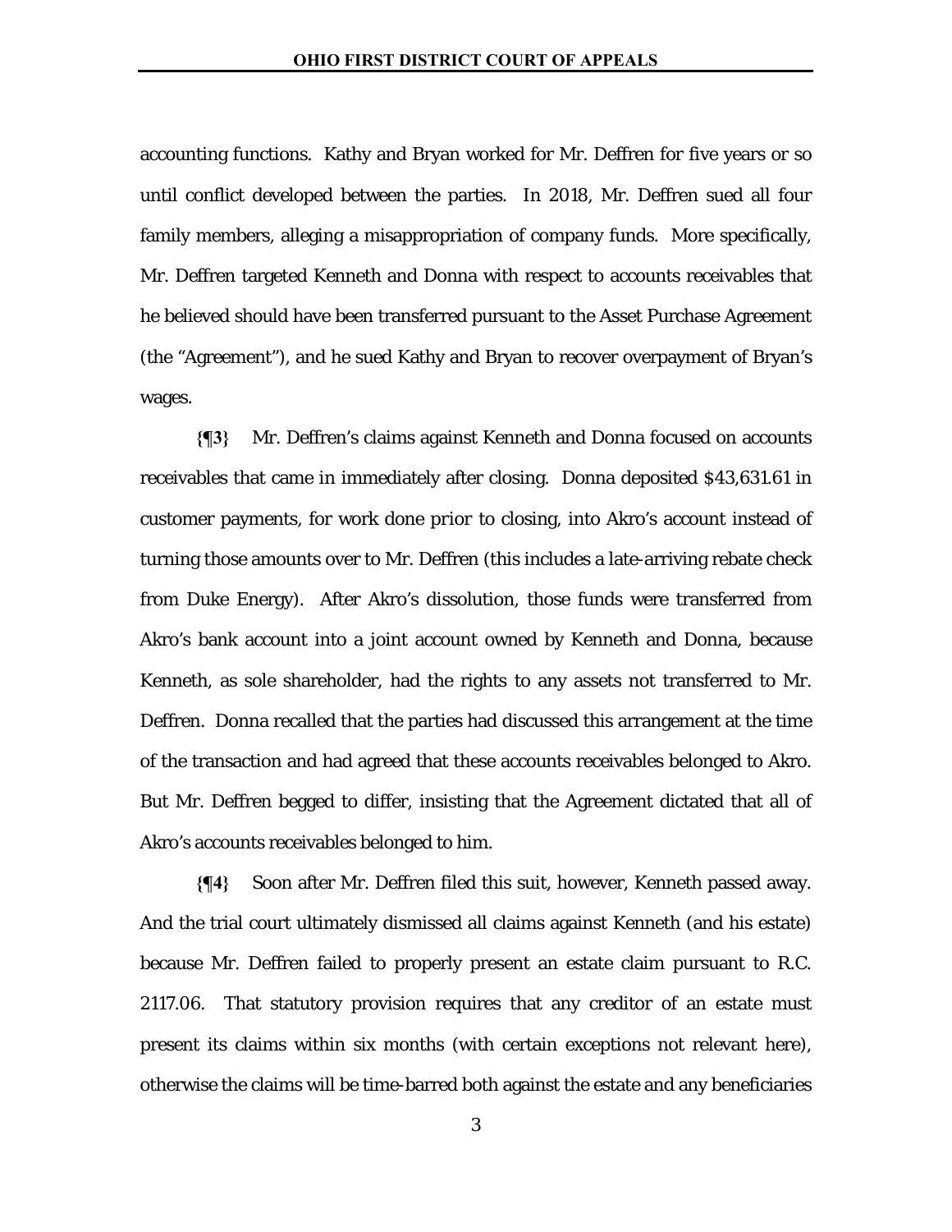accounting functions. Kathy and Bryan worked for Mr. Deffren for five years or so until conflict developed between the parties. In 2018, Mr. Deffren sued all four family members, alleging a misappropriation of company funds. More specifically, Mr. Deffren targeted Kenneth and Donna with respect to accounts receivables that he believed should have been transferred pursuant to the Asset Purchase Agreement (the "Agreement"), and he sued Kathy and Bryan to recover overpayment of Bryan's wages.

**{¶3}** Mr. Deffren's claims against Kenneth and Donna focused on accounts receivables that came in immediately after closing. Donna deposited $43,631.61 in customer payments, for work done prior to closing, into Akro's account instead of turning those amounts over to Mr. Deffren (this includes a late-arriving rebate check from Duke Energy). After Akro's dissolution, those funds were transferred from Akro's bank account into a joint account owned by Kenneth and Donna, because Kenneth, as sole shareholder, had the rights to any assets not transferred to Mr. Deffren. Donna recalled that the parties had discussed this arrangement at the time of the transaction and had agreed that these accounts receivables belonged to Akro. But Mr. Deffren begged to differ, insisting that the Agreement dictated that all of Akro's accounts receivables belonged to him.

**{¶4}** Soon after Mr. Deffren filed this suit, however, Kenneth passed away. And the trial court ultimately dismissed all claims against Kenneth (and his estate) because Mr. Deffren failed to properly present an estate claim pursuant to R.C. 2117.06. That statutory provision requires that any creditor of an estate must present its claims within six months (with certain exceptions not relevant here), otherwise the claims will be time-barred both against the estate and any beneficiaries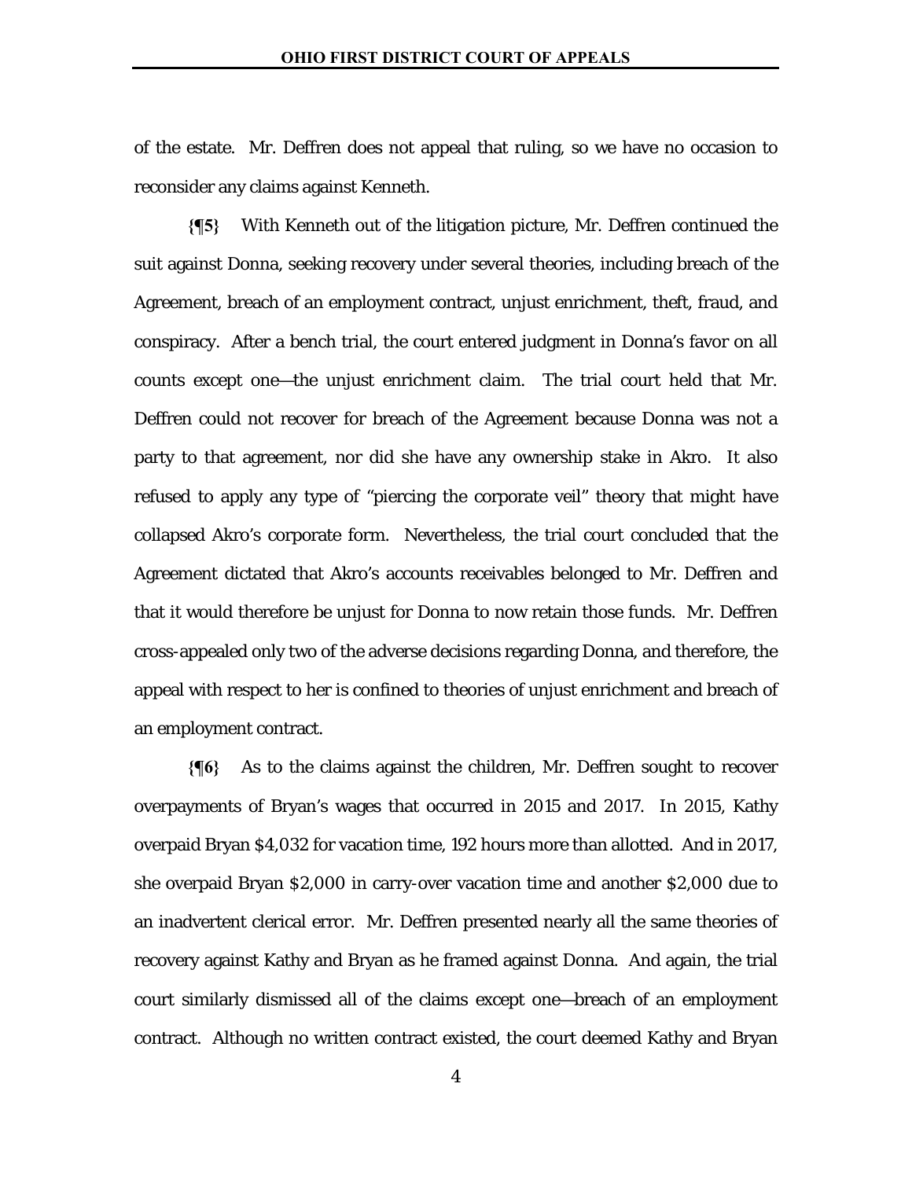of the estate. Mr. Deffren does not appeal that ruling, so we have no occasion to reconsider any claims against Kenneth.

**{¶5}** With Kenneth out of the litigation picture, Mr. Deffren continued the suit against Donna, seeking recovery under several theories, including breach of the Agreement, breach of an employment contract, unjust enrichment, theft, fraud, and conspiracy. After a bench trial, the court entered judgment in Donna's favor on all counts except one—the unjust enrichment claim. The trial court held that Mr. Deffren could not recover for breach of the Agreement because Donna was not a party to that agreement, nor did she have any ownership stake in Akro. It also refused to apply any type of "piercing the corporate veil" theory that might have collapsed Akro's corporate form. Nevertheless, the trial court concluded that the Agreement dictated that Akro's accounts receivables belonged to Mr. Deffren and that it would therefore be unjust for Donna to now retain those funds. Mr. Deffren cross-appealed only two of the adverse decisions regarding Donna, and therefore, the appeal with respect to her is confined to theories of unjust enrichment and breach of an employment contract.

**{¶6}** As to the claims against the children, Mr. Deffren sought to recover overpayments of Bryan's wages that occurred in 2015 and 2017. In 2015, Kathy overpaid Bryan $4,032 for vacation time, 192 hours more than allotted. And in 2017, she overpaid Bryan $2,000 in carry-over vacation time and another $2,000 due to an inadvertent clerical error. Mr. Deffren presented nearly all the same theories of recovery against Kathy and Bryan as he framed against Donna. And again, the trial court similarly dismissed all of the claims except one—breach of an employment contract. Although no written contract existed, the court deemed Kathy and Bryan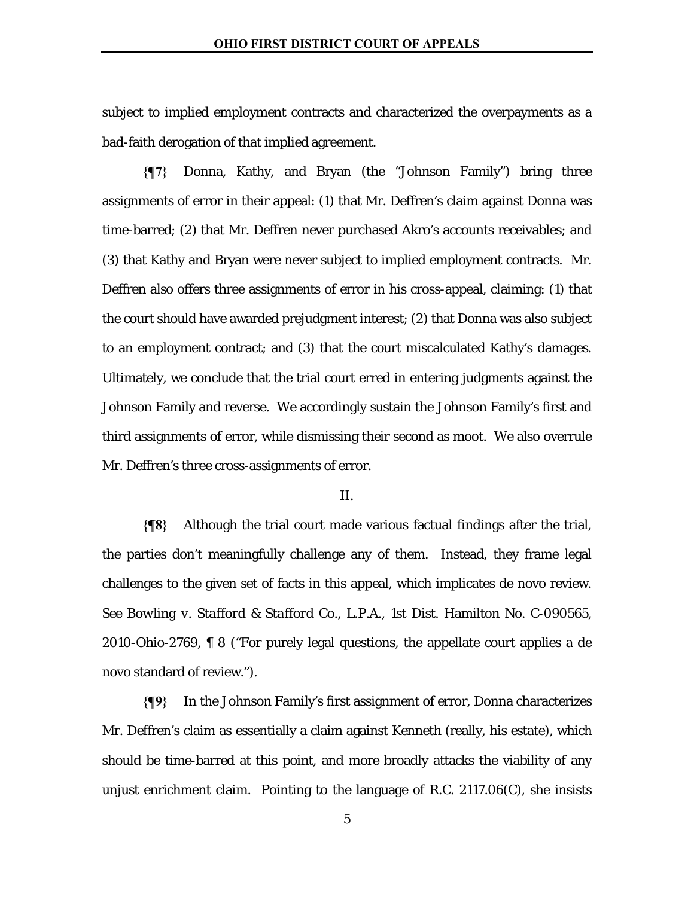subject to implied employment contracts and characterized the overpayments as a bad-faith derogation of that implied agreement.

**{¶7}** Donna, Kathy, and Bryan (the "Johnson Family") bring three assignments of error in their appeal: (1) that Mr. Deffren's claim against Donna was time-barred; (2) that Mr. Deffren never purchased Akro's accounts receivables; and (3) that Kathy and Bryan were never subject to implied employment contracts. Mr. Deffren also offers three assignments of error in his cross-appeal, claiming: (1) that the court should have awarded prejudgment interest; (2) that Donna was also subject to an employment contract; and (3) that the court miscalculated Kathy's damages. Ultimately, we conclude that the trial court erred in entering judgments against the Johnson Family and reverse. We accordingly sustain the Johnson Family's first and third assignments of error, while dismissing their second as moot. We also overrule Mr. Deffren's three cross-assignments of error.

II.

**{¶8}** Although the trial court made various factual findings after the trial, the parties don't meaningfully challenge any of them. Instead, they frame legal challenges to the given set of facts in this appeal, which implicates de novo review. *See Bowling v. Stafford & Stafford Co., L.P.A.*, 1st Dist. Hamilton No. C-090565, 2010-Ohio-2769, ¶ 8 ("For purely legal questions, the appellate court applies a de novo standard of review.").

**{¶9}** In the Johnson Family's first assignment of error, Donna characterizes Mr. Deffren's claim as essentially a claim against Kenneth (really, his estate), which should be time-barred at this point, and more broadly attacks the viability of any unjust enrichment claim. Pointing to the language of R.C. 2117.06(C), she insists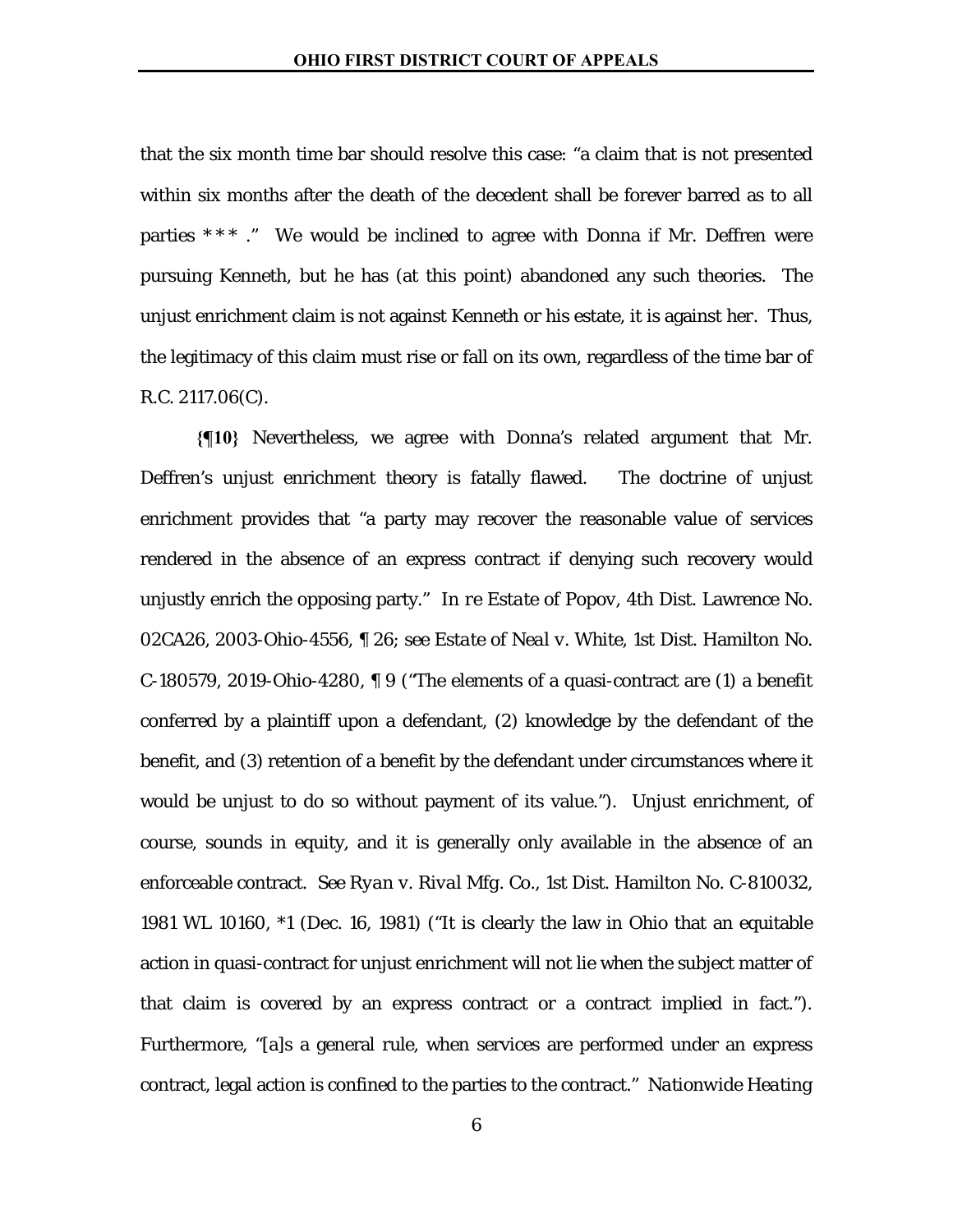that the six month time bar should resolve this case: "a claim that is not presented within six months after the death of the decedent shall be forever barred as to all parties * * * ." We would be inclined to agree with Donna if Mr. Deffren were pursuing Kenneth, but he has (at this point) abandoned any such theories. The unjust enrichment claim is not against Kenneth or his estate, it is against *her*. Thus, the legitimacy of this claim must rise or fall on its own, regardless of the time bar of R.C. 2117.06(C).

**{¶10}** Nevertheless, we agree with Donna's related argument that Mr. Deffren's unjust enrichment theory is fatally flawed. The doctrine of unjust enrichment provides that "a party may recover the reasonable value of services rendered in the absence of an express contract if denying such recovery would unjustly enrich the opposing party." *In re Estate of Popov*, 4th Dist. Lawrence No. 02CA26, 2003-Ohio-4556, ¶ 26; *see Estate of Neal v. White*, 1st Dist. Hamilton No. C-180579, 2019-Ohio-4280, ¶ 9 ("The elements of a quasi-contract are (1) a benefit conferred by a plaintiff upon a defendant, (2) knowledge by the defendant of the benefit, and (3) retention of a benefit by the defendant under circumstances where it would be unjust to do so without payment of its value."). Unjust enrichment, of course, sounds in equity, and it is generally only available in the absence of an enforceable contract. *See Ryan v. Rival Mfg. Co.*, 1st Dist. Hamilton No. C-810032, 1981 WL 10160, *1 (Dec. 16, 1981) ("It is clearly the law in Ohio that an equitable action in quasi-contract for unjust enrichment will not lie when the subject matter of that claim is covered by an express contract or a contract implied in fact."). Furthermore, "[a]s a general rule, when services are performed under an express contract, legal action is confined to the parties to the contract." *Nationwide Heating*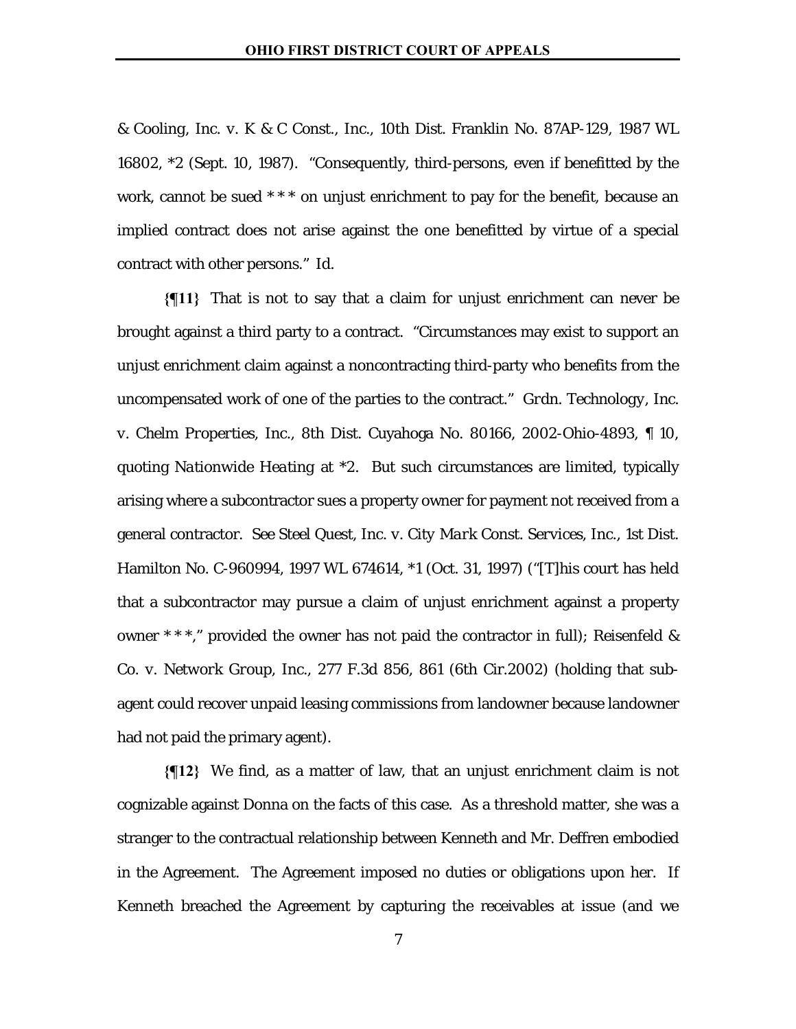& Cooling, Inc. v. K & C Const., Inc., 10th Dist. Franklin No. 87AP-129, 1987 WL 16802, *2 (Sept. 10, 1987). "Consequently, third-persons, even if benefitted by the work, cannot be sued * * * on unjust enrichment to pay for the benefit, because an implied contract does not arise against the one benefitted by virtue of a special contract with other persons." *Id.*

**{¶11}** That is not to say that a claim for unjust enrichment can never be brought against a third party to a contract. "Circumstances may exist to support an unjust enrichment claim against a noncontracting third-party who benefits from the uncompensated work of one of the parties to the contract." *Grdn. Technology, Inc. v. Chelm Properties, Inc.*, 8th Dist. Cuyahoga No. 80166, 2002-Ohio-4893, ¶ 10, quoting *Nationwide Heating* at *2. But such circumstances are limited, typically arising where a subcontractor sues a property owner for payment not received from a general contractor. *See Steel Quest, Inc. v. City Mark Const. Services, Inc.*, 1st Dist. Hamilton No. C-960994, 1997 WL 674614, *1 (Oct. 31, 1997) ("[T]his court has held that a subcontractor may pursue a claim of unjust enrichment against a property owner * * *," provided the owner has not paid the contractor in full); *Reisenfeld & Co. v. Network Group, Inc.*, 277 F.3d 856, 861 (6th Cir.2002) (holding that sub-agent could recover unpaid leasing commissions from landowner because landowner had not paid the primary agent).

**{¶12}** We find, as a matter of law, that an unjust enrichment claim is not cognizable against Donna on the facts of this case. As a threshold matter, she was a stranger to the contractual relationship between Kenneth and Mr. Deffren embodied in the Agreement. The Agreement imposed no duties or obligations upon her. If Kenneth breached the Agreement by capturing the receivables at issue (and we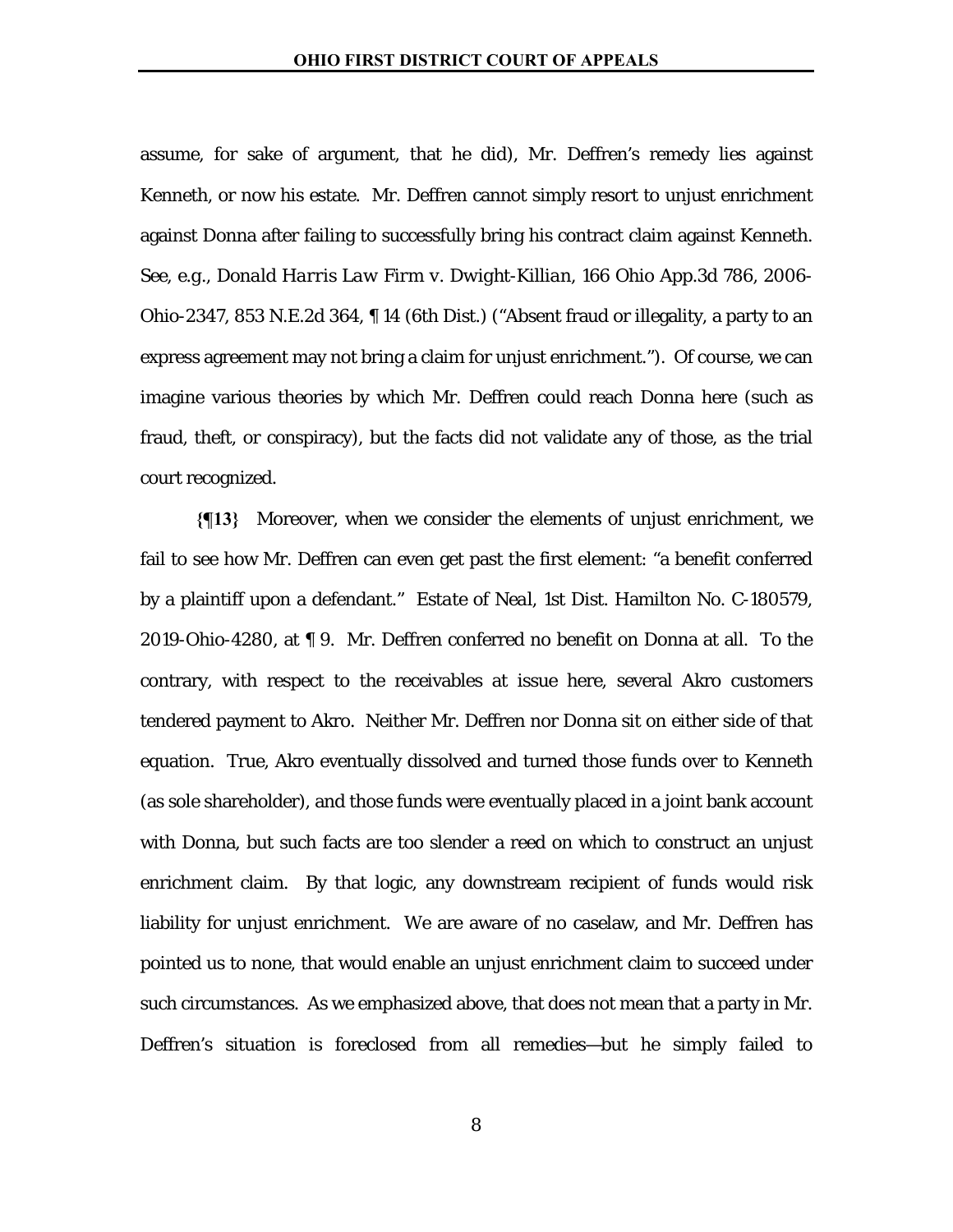assume, for sake of argument, that he did), Mr. Deffren's remedy lies against Kenneth, or now his estate. Mr. Deffren cannot simply resort to unjust enrichment against Donna after failing to successfully bring his contract claim against Kenneth. *See, e.g.*, *Donald Harris Law Firm v. Dwight-Killian*, 166 Ohio App.3d 786, 2006-Ohio-2347, 853 N.E.2d 364, ¶ 14 (6th Dist.) ("Absent fraud or illegality, a party to an express agreement may not bring a claim for unjust enrichment."). Of course, we can imagine various theories by which Mr. Deffren could reach Donna here (such as fraud, theft, or conspiracy), but the facts did not validate any of those, as the trial court recognized.

**{¶13}** Moreover, when we consider the elements of unjust enrichment, we fail to see how Mr. Deffren can even get past the first element: "a benefit conferred by a plaintiff upon a defendant." *Estate of Neal*, 1st Dist. Hamilton No. C-180579, 2019-Ohio-4280, at ¶ 9. Mr. Deffren conferred no benefit on Donna at all. To the contrary, with respect to the receivables at issue here, several Akro customers tendered payment to Akro. Neither Mr. Deffren nor Donna sit on either side of that equation. True, Akro eventually dissolved and turned those funds over to Kenneth (as sole shareholder), and those funds were eventually placed in a joint bank account with Donna, but such facts are too slender a reed on which to construct an unjust enrichment claim. By that logic, any downstream recipient of funds would risk liability for unjust enrichment. We are aware of no caselaw, and Mr. Deffren has pointed us to none, that would enable an unjust enrichment claim to succeed under such circumstances. As we emphasized above, that does not mean that a party in Mr. Deffren's situation is foreclosed from all remedies—but he simply failed to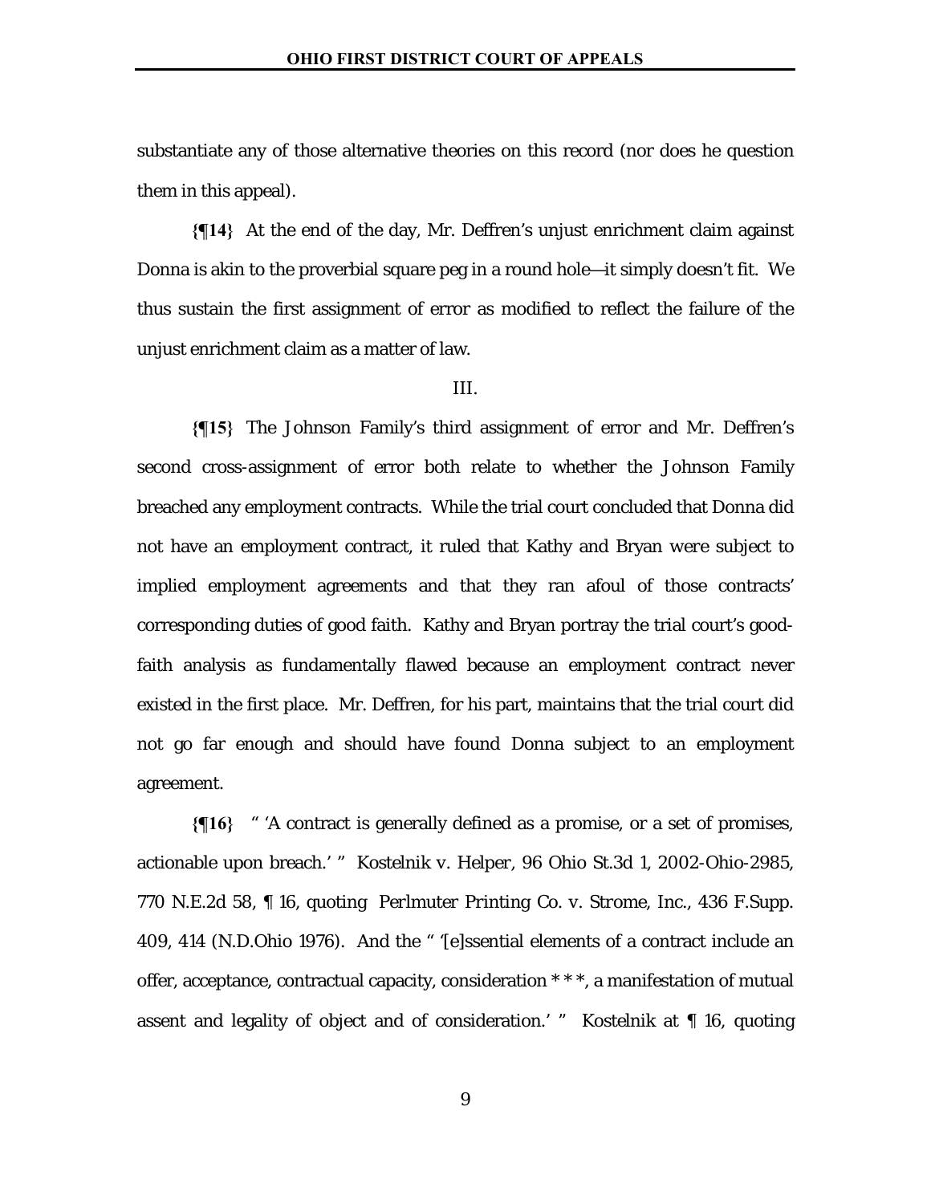substantiate any of those alternative theories on this record (nor does he question them in this appeal).

**{¶14}** At the end of the day, Mr. Deffren's unjust enrichment claim against Donna is akin to the proverbial square peg in a round hole—it simply doesn't fit. We thus sustain the first assignment of error as modified to reflect the failure of the unjust enrichment claim as a matter of law.

III.

**{¶15}** The Johnson Family's third assignment of error and Mr. Deffren's second cross-assignment of error both relate to whether the Johnson Family breached any employment contracts. While the trial court concluded that Donna did not have an employment contract, it ruled that Kathy and Bryan were subject to implied employment agreements and that they ran afoul of those contracts' corresponding duties of good faith. Kathy and Bryan portray the trial court's good-faith analysis as fundamentally flawed because an employment contract never existed in the first place. Mr. Deffren, for his part, maintains that the trial court did not go far enough and should have found Donna subject to an employment agreement.

**{¶16}** " 'A contract is generally defined as a promise, or a set of promises, actionable upon breach.' " *Kostelnik v. Helper*, 96 Ohio St.3d 1, 2002-Ohio-2985, 770 N.E.2d 58, ¶ 16, quoting *Perlmuter Printing Co. v. Strome, Inc.*, 436 F.Supp. 409, 414 (N.D.Ohio 1976). And the " '[e]ssential elements of a contract include an offer, acceptance, contractual capacity, consideration * * *, a manifestation of mutual assent and legality of object and of consideration.' " *Kostelnik* at ¶ 16, quoting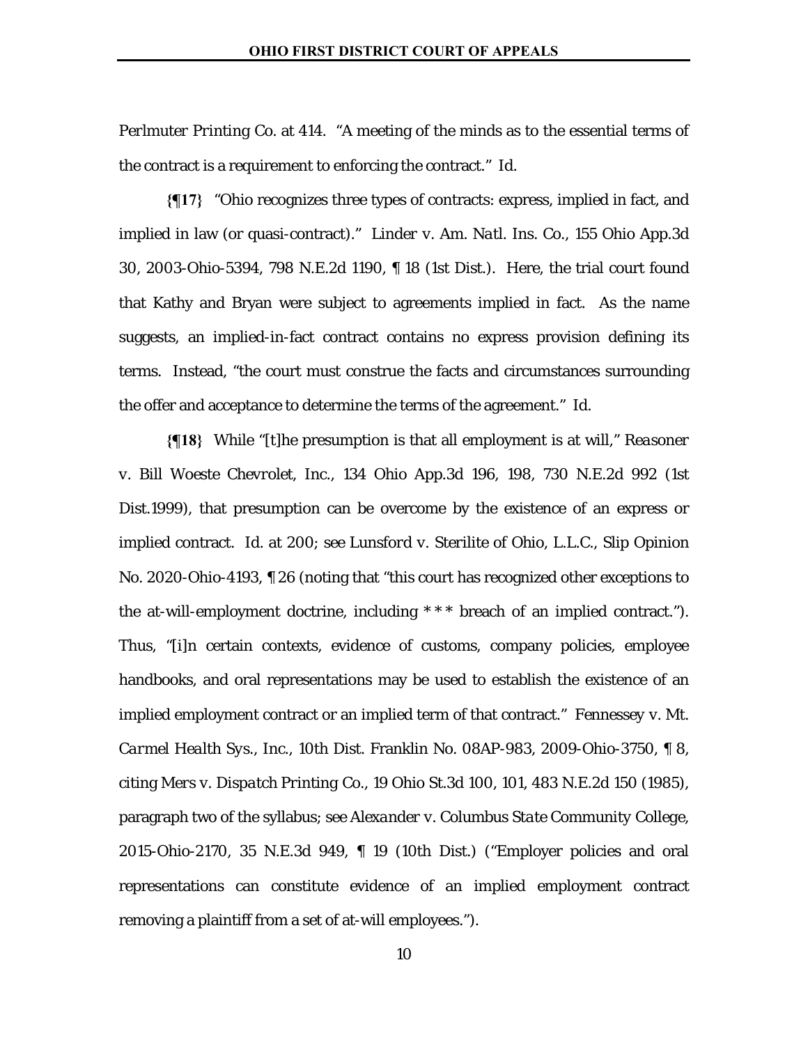*Perlmuter Printing Co.* at 414. "A meeting of the minds as to the essential terms of the contract is a requirement to enforcing the contract." *Id.*

**{¶17}** "Ohio recognizes three types of contracts: express, implied in fact, and implied in law (or quasi-contract)." *Linder v. Am. Natl. Ins. Co.*, 155 Ohio App.3d 30, 2003-Ohio-5394, 798 N.E.2d 1190, ¶ 18 (1st Dist.). Here, the trial court found that Kathy and Bryan were subject to agreements implied in fact. As the name suggests, an implied-in-fact contract contains no express provision defining its terms. Instead, "the court must construe the facts and circumstances surrounding the offer and acceptance to determine the terms of the agreement." *Id.*

**{¶18}** While "[t]he presumption is that all employment is at will," *Reasoner v. Bill Woeste Chevrolet, Inc.*, 134 Ohio App.3d 196, 198, 730 N.E.2d 992 (1st Dist.1999), that presumption can be overcome by the existence of an express or implied contract. *Id.* at 200; see *Lunsford v. Sterilite of Ohio, L.L.C.*, Slip Opinion No. 2020-Ohio-4193, ¶ 26 (noting that "this court has recognized other exceptions to the at-will-employment doctrine, including * * * breach of an implied contract."). Thus, "[i]n certain contexts, evidence of customs, company policies, employee handbooks, and oral representations may be used to establish the existence of an implied employment contract or an implied term of that contract." *Fennessey v. Mt. Carmel Health Sys., Inc.*, 10th Dist. Franklin No. 08AP-983, 2009-Ohio-3750, ¶ 8, citing *Mers v. Dispatch Printing Co.*, 19 Ohio St.3d 100, 101, 483 N.E.2d 150 (1985), paragraph two of the syllabus; see *Alexander v. Columbus State Community College*, 2015-Ohio-2170, 35 N.E.3d 949, ¶ 19 (10th Dist.) ("Employer policies and oral representations can constitute evidence of an implied employment contract removing a plaintiff from a set of at-will employees.").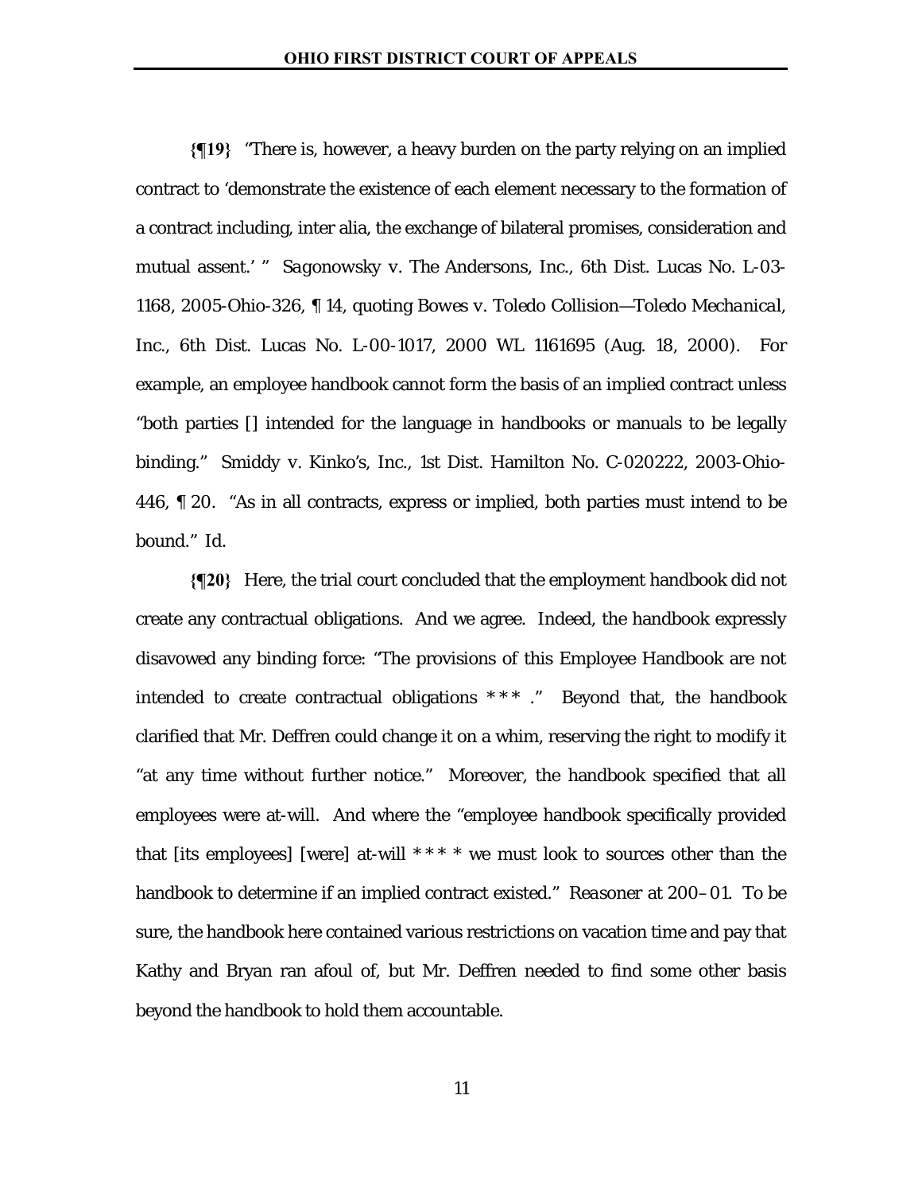**{¶19}** "There is, however, a heavy burden on the party relying on an implied contract to 'demonstrate the existence of each element necessary to the formation of a contract including, inter alia, the exchange of bilateral promises, consideration and mutual assent.' " *Sagonowsky v. The Andersons, Inc.*, 6th Dist. Lucas No. L-03-1168, 2005-Ohio-326, ¶ 14, quoting *Bowes v. Toledo Collision—Toledo Mechanical, Inc.*, 6th Dist. Lucas No. L-00-1017, 2000 WL 1161695 (Aug. 18, 2000). For example, an employee handbook cannot form the basis of an implied contract unless "both parties [] intended for the language in handbooks or manuals to be legally binding." *Smiddy v. Kinko's, Inc.*, 1st Dist. Hamilton No. C-020222, 2003-Ohio-446, ¶ 20. "As in all contracts, express or implied, both parties must intend to be bound." *Id.*

**{¶20}** Here, the trial court concluded that the employment handbook did not create any contractual obligations. And we agree. Indeed, the handbook expressly disavowed any binding force: "The provisions of this Employee Handbook are not intended to create contractual obligations * * * ." Beyond that, the handbook clarified that Mr. Deffren could change it on a whim, reserving the right to modify it "at any time without further notice." Moreover, the handbook specified that all employees were at-will. And where the "employee handbook specifically provided that [its employees] [were] at-will * * * * we must look to sources other than the handbook to determine if an implied contract existed." *Reasoner* at 200–01. To be sure, the handbook here contained various restrictions on vacation time and pay that Kathy and Bryan ran afoul of, but Mr. Deffren needed to find some other basis beyond the handbook to hold them accountable.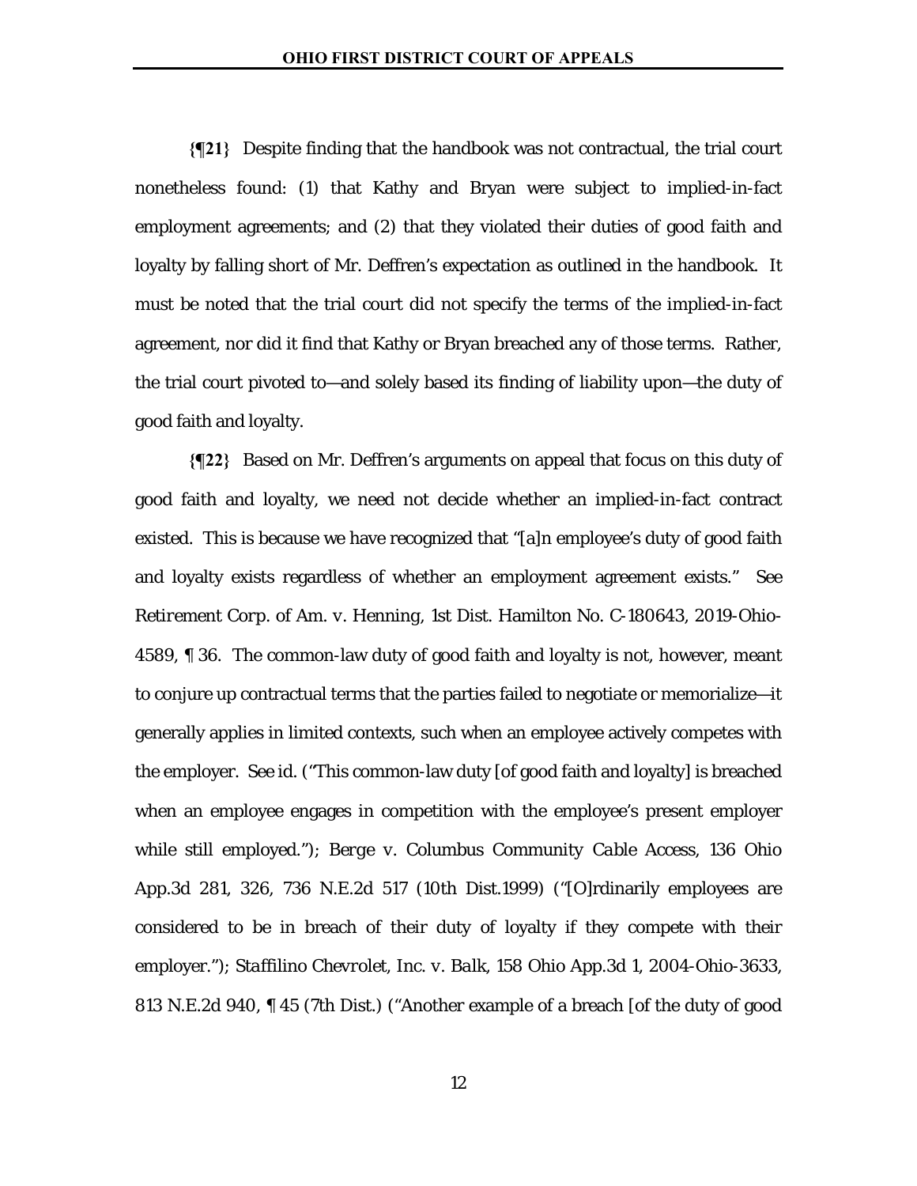**{¶21}** Despite finding that the handbook was not contractual, the trial court nonetheless found: (1) that Kathy and Bryan were subject to implied-in-fact employment agreements; and (2) that they violated their duties of good faith and loyalty by falling short of Mr. Deffren's expectation as outlined in the handbook. It must be noted that the trial court did not specify the terms of the implied-in-fact agreement, nor did it find that Kathy or Bryan breached any of those terms. Rather, the trial court pivoted to—and solely based its finding of liability upon—the duty of good faith and loyalty.

**{¶22}** Based on Mr. Deffren's arguments on appeal that focus on this duty of good faith and loyalty, we need not decide whether an implied-in-fact contract existed. This is because we have recognized that "[a]n employee's duty of good faith and loyalty exists regardless of whether an employment agreement exists." See *Retirement Corp. of Am. v. Henning*, 1st Dist. Hamilton No. C-180643, 2019-Ohio-4589, ¶ 36. The common-law duty of good faith and loyalty is not, however, meant to conjure up contractual terms that the parties failed to negotiate or memorialize—it generally applies in limited contexts, such when an employee actively competes with the employer. See *id.* ("This common-law duty [of good faith and loyalty] is breached when an employee engages in competition with the employee's present employer while still employed."); *Berge v. Columbus Community Cable Access*, 136 Ohio App.3d 281, 326, 736 N.E.2d 517 (10th Dist.1999) ("[O]rdinarily employees are considered to be in breach of their duty of loyalty if they compete with their employer."); *Staffilino Chevrolet, Inc. v. Balk*, 158 Ohio App.3d 1, 2004-Ohio-3633, 813 N.E.2d 940, ¶ 45 (7th Dist.) ("Another example of a breach [of the duty of good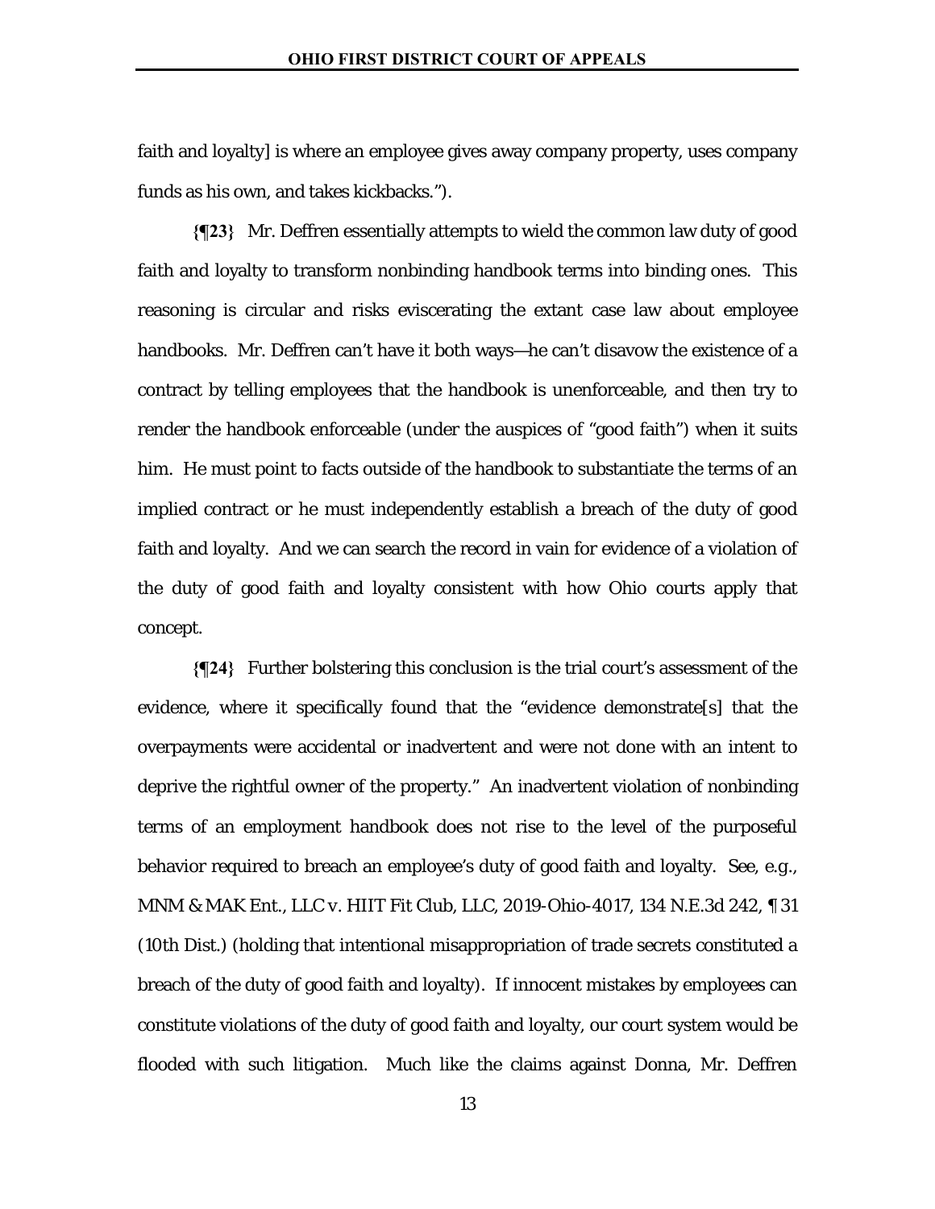faith and loyalty] is where an employee gives away company property, uses company funds as his own, and takes kickbacks.").

**{¶23}** Mr. Deffren essentially attempts to wield the common law duty of good faith and loyalty to transform nonbinding handbook terms into binding ones. This reasoning is circular and risks eviscerating the extant case law about employee handbooks. Mr. Deffren can't have it both ways—he can't disavow the existence of a contract by telling employees that the handbook is unenforceable, and then try to render the handbook enforceable (under the auspices of "good faith") when it suits him. He must point to facts outside of the handbook to substantiate the terms of an implied contract or he must independently establish a breach of the duty of good faith and loyalty. And we can search the record in vain for evidence of a violation of the duty of good faith and loyalty consistent with how Ohio courts apply that concept.

**{¶24}** Further bolstering this conclusion is the trial court's assessment of the evidence, where it specifically found that the "evidence demonstrate[s] that the overpayments were accidental or inadvertent and were not done with an intent to deprive the rightful owner of the property." An inadvertent violation of nonbinding terms of an employment handbook does not rise to the level of the purposeful behavior required to breach an employee's duty of good faith and loyalty. See, e.g., MNM & MAK Ent., LLC v. HIIT Fit Club, LLC, 2019-Ohio-4017, 134 N.E.3d 242, ¶ 31 (10th Dist.) (holding that intentional misappropriation of trade secrets constituted a breach of the duty of good faith and loyalty). If innocent mistakes by employees can constitute violations of the duty of good faith and loyalty, our court system would be flooded with such litigation. Much like the claims against Donna, Mr. Deffren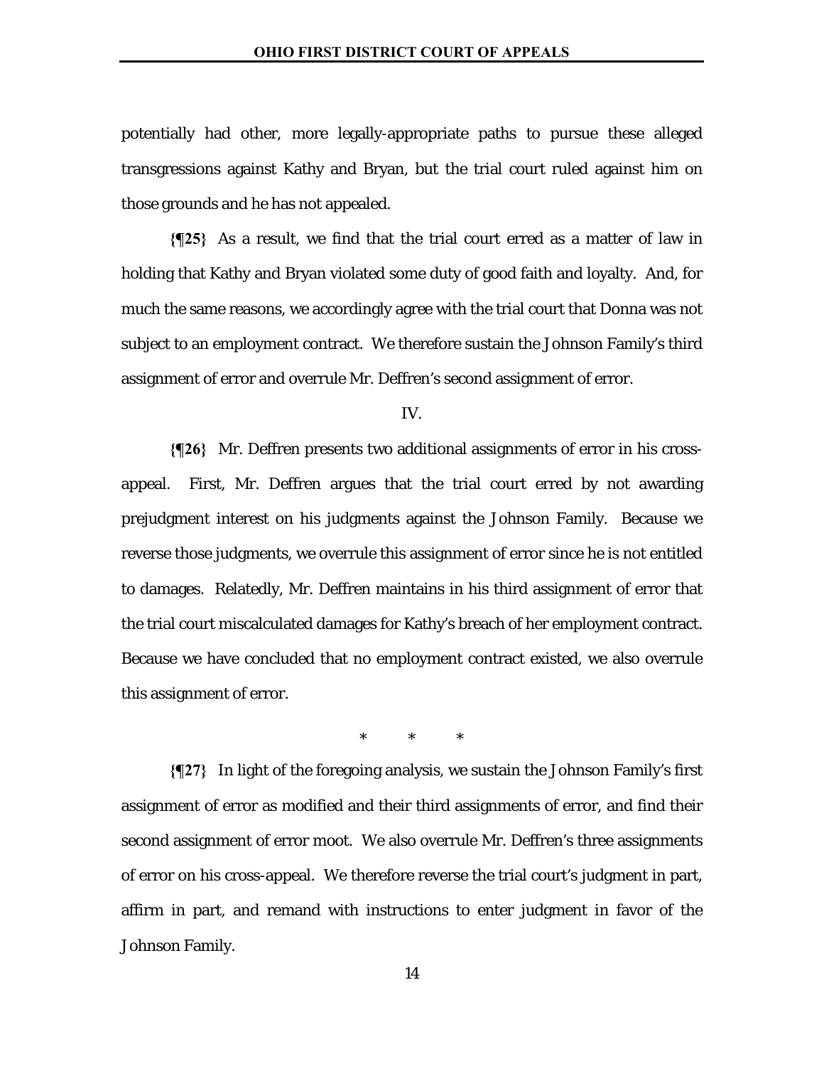potentially had other, more legally-appropriate paths to pursue these alleged transgressions against Kathy and Bryan, but the trial court ruled against him on those grounds and he has not appealed.

**{¶25}** As a result, we find that the trial court erred as a matter of law in holding that Kathy and Bryan violated some duty of good faith and loyalty. And, for much the same reasons, we accordingly agree with the trial court that Donna was not subject to an employment contract. We therefore sustain the Johnson Family's third assignment of error and overrule Mr. Deffren's second assignment of error.

IV.

**{¶26}** Mr. Deffren presents two additional assignments of error in his cross-appeal. First, Mr. Deffren argues that the trial court erred by not awarding prejudgment interest on his judgments against the Johnson Family. Because we reverse those judgments, we overrule this assignment of error since he is not entitled to damages. Relatedly, Mr. Deffren maintains in his third assignment of error that the trial court miscalculated damages for Kathy's breach of her employment contract. Because we have concluded that no employment contract existed, we also overrule this assignment of error.

\* \* \*

**{¶27}** In light of the foregoing analysis, we sustain the Johnson Family's first assignment of error as modified and their third assignments of error, and find their second assignment of error moot. We also overrule Mr. Deffren's three assignments of error on his cross-appeal. We therefore reverse the trial court's judgment in part, affirm in part, and remand with instructions to enter judgment in favor of the Johnson Family.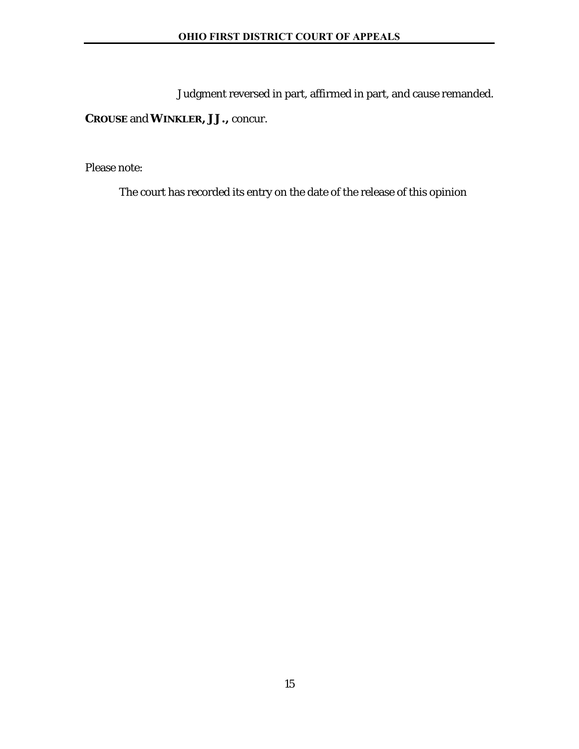Judgment reversed in part, affirmed in part, and cause remanded.

**CROUSE** and **WINKLER, JJ.,** concur.

Please note:

The court has recorded its entry on the date of the release of this opinion